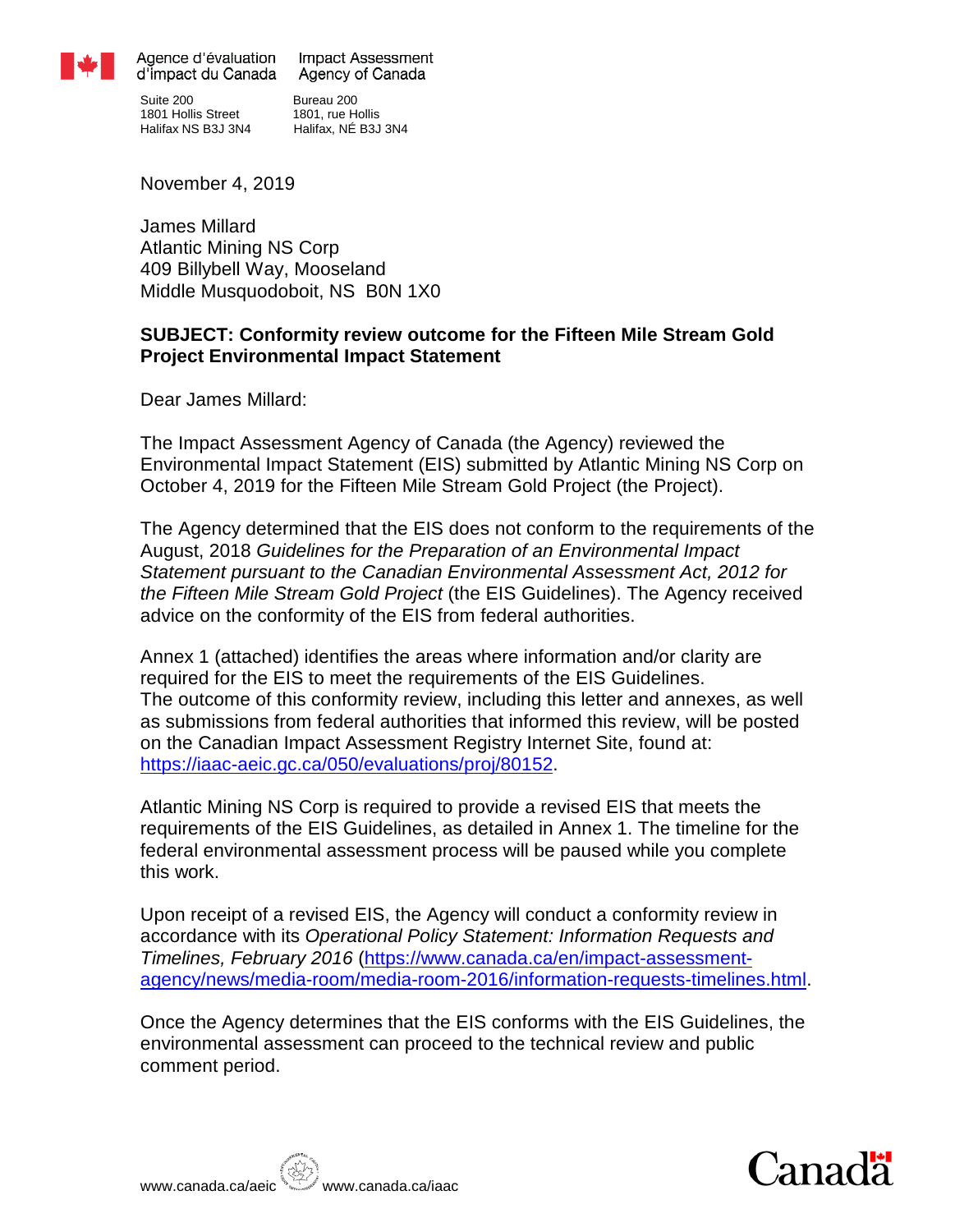Agence d'évaluation d'impact du Canada

Impact Assessment Agency of Canada

Suite 200
1801 Hollis Street
Halifax NS B3J 3N4

Bureau 200
1801, rue Hollis
Halifax, NÉ B3J 3N4

November 4, 2019

James Millard
Atlantic Mining NS Corp
409 Billybell Way, Mooseland
Middle Musquodoboit, NS B0N 1X0

**SUBJECT: Conformity review outcome for the Fifteen Mile Stream Gold Project Environmental Impact Statement**

Dear James Millard:

The Impact Assessment Agency of Canada (the Agency) reviewed the Environmental Impact Statement (EIS) submitted by Atlantic Mining NS Corp on October 4, 2019 for the Fifteen Mile Stream Gold Project (the Project).

The Agency determined that the EIS does not conform to the requirements of the August, 2018 *Guidelines for the Preparation of an Environmental Impact Statement pursuant to the Canadian Environmental Assessment Act, 2012 for the Fifteen Mile Stream Gold Project* (the EIS Guidelines). The Agency received advice on the conformity of the EIS from federal authorities.

Annex 1 (attached) identifies the areas where information and/or clarity are required for the EIS to meet the requirements of the EIS Guidelines. The outcome of this conformity review, including this letter and annexes, as well as submissions from federal authorities that informed this review, will be posted on the Canadian Impact Assessment Registry Internet Site, found at: https://iaac-aeic.gc.ca/050/evaluations/proj/80152.

Atlantic Mining NS Corp is required to provide a revised EIS that meets the requirements of the EIS Guidelines, as detailed in Annex 1. The timeline for the federal environmental assessment process will be paused while you complete this work.

Upon receipt of a revised EIS, the Agency will conduct a conformity review in accordance with its *Operational Policy Statement: Information Requests and Timelines, February 2016* (https://www.canada.ca/en/impact-assessment-agency/news/media-room/media-room-2016/information-requests-timelines.html).

Once the Agency determines that the EIS conforms with the EIS Guidelines, the environmental assessment can proceed to the technical review and public comment period.

www.canada.ca/aeic www.canada.ca/iaac

Canada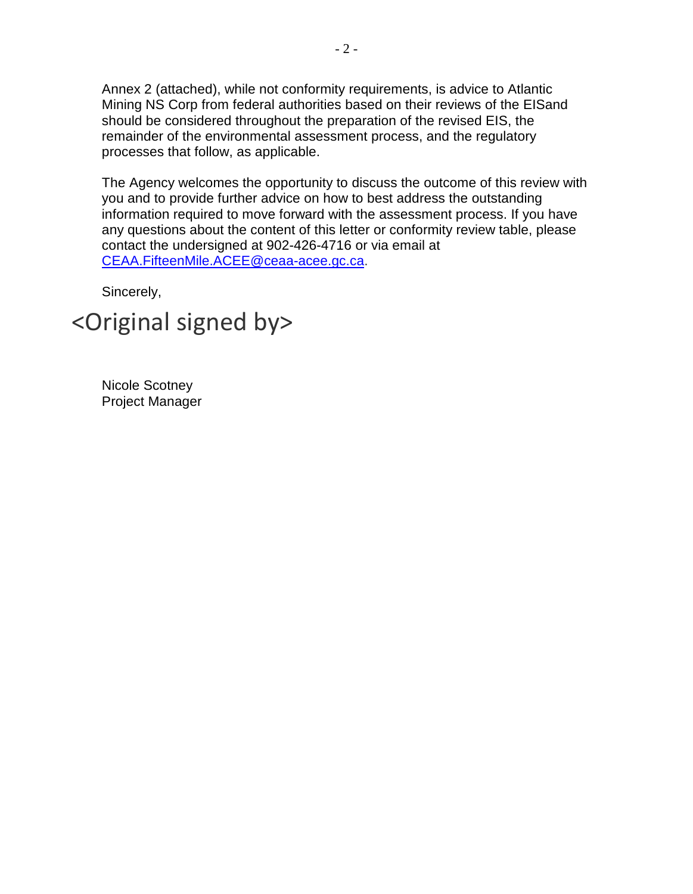Annex 2 (attached), while not conformity requirements, is advice to Atlantic Mining NS Corp from federal authorities based on their reviews of the EISand should be considered throughout the preparation of the revised EIS, the remainder of the environmental assessment process, and the regulatory processes that follow, as applicable.

The Agency welcomes the opportunity to discuss the outcome of this review with you and to provide further advice on how to best address the outstanding information required to move forward with the assessment process. If you have any questions about the content of this letter or conformity review table, please contact the undersigned at 902-426-4716 or via email at CEAA.FifteenMile.ACEE@ceaa-acee.gc.ca.

Sincerely,

<Original signed by>

Nicole Scotney
Project Manager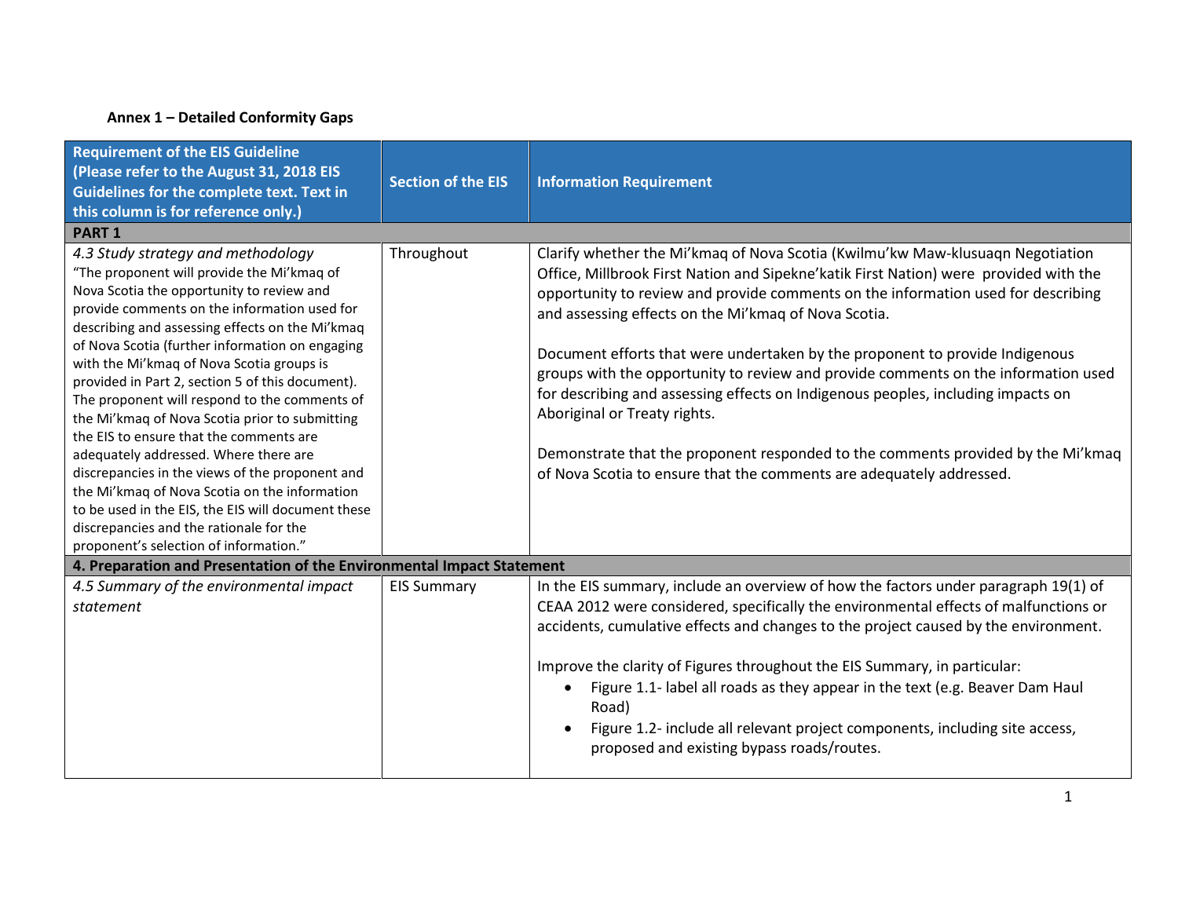**Annex 1 – Detailed Conformity Gaps**

| Requirement of the EIS Guideline (Please refer to the August 31, 2018 EIS Guidelines for the complete text. Text in this column is for reference only.) | Section of the EIS | Information Requirement |
|---|---|---|
| **PART 1** | | |
| *4.3 Study strategy and methodology*<br>"The proponent will provide the Mi'kmaq of Nova Scotia the opportunity to review and provide comments on the information used for describing and assessing effects on the Mi'kmaq of Nova Scotia (further information on engaging with the Mi'kmaq of Nova Scotia groups is provided in Part 2, section 5 of this document). The proponent will respond to the comments of the Mi'kmaq of Nova Scotia prior to submitting the EIS to ensure that the comments are adequately addressed. Where there are discrepancies in the views of the proponent and the Mi'kmaq of Nova Scotia on the information to be used in the EIS, the EIS will document these discrepancies and the rationale for the proponent's selection of information." | Throughout | Clarify whether the Mi'kmaq of Nova Scotia (Kwilmu'kw Maw-klusuaqn Negotiation Office, Millbrook First Nation and Sipekne'katik First Nation) were provided with the opportunity to review and provide comments on the information used for describing and assessing effects on the Mi'kmaq of Nova Scotia.<br><br>Document efforts that were undertaken by the proponent to provide Indigenous groups with the opportunity to review and provide comments on the information used for describing and assessing effects on Indigenous peoples, including impacts on Aboriginal or Treaty rights.<br><br>Demonstrate that the proponent responded to the comments provided by the Mi'kmaq of Nova Scotia to ensure that the comments are adequately addressed. |
| **4. Preparation and Presentation of the Environmental Impact Statement** | | |
| *4.5 Summary of the environmental impact statement* | EIS Summary | In the EIS summary, include an overview of how the factors under paragraph 19(1) of CEAA 2012 were considered, specifically the environmental effects of malfunctions or accidents, cumulative effects and changes to the project caused by the environment.<br><br>Improve the clarity of Figures throughout the EIS Summary, in particular:<br>• Figure 1.1- label all roads as they appear in the text (e.g. Beaver Dam Haul Road)<br>• Figure 1.2- include all relevant project components, including site access, proposed and existing bypass roads/routes. |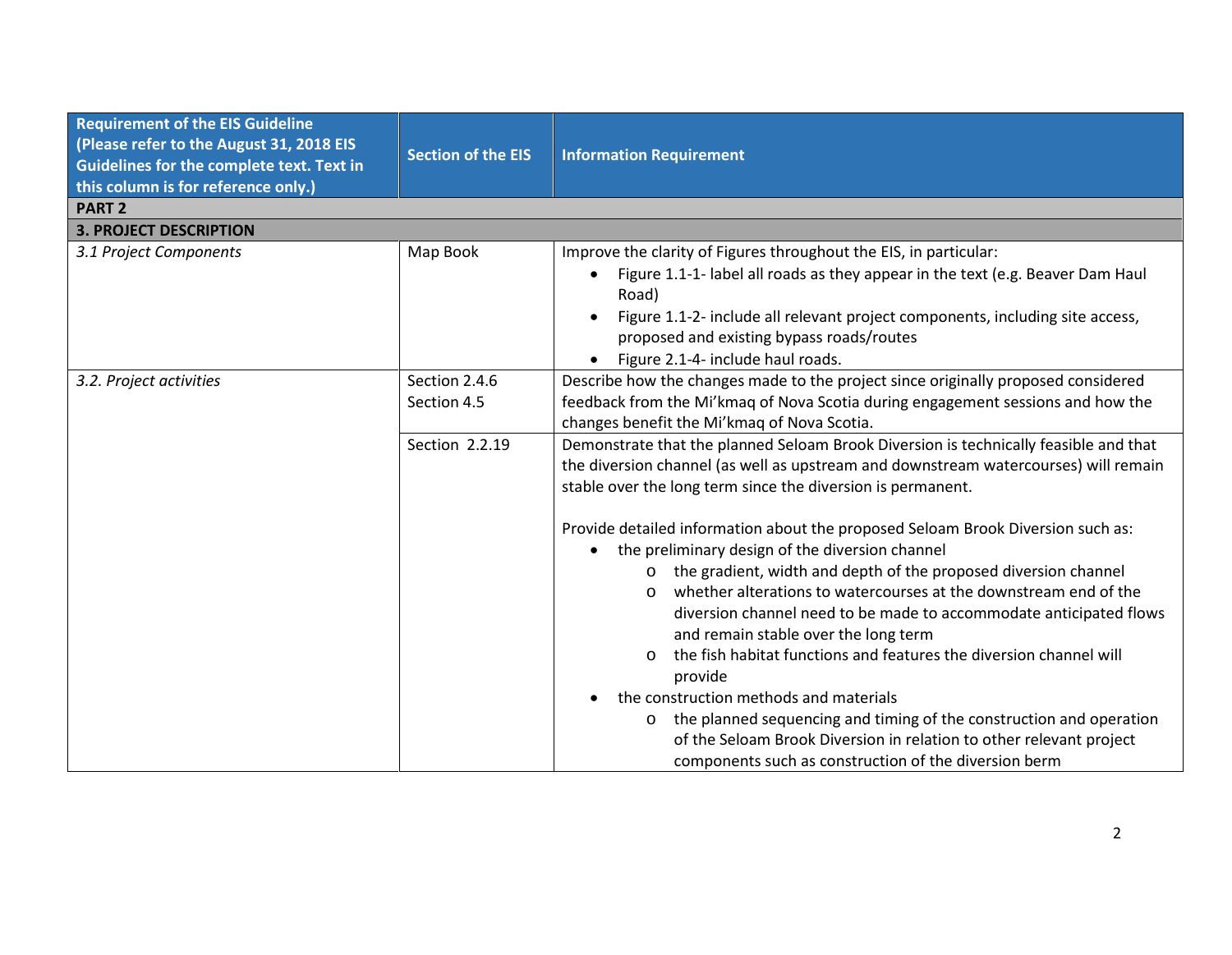| Requirement of the EIS Guideline (Please refer to the August 31, 2018 EIS Guidelines for the complete text. Text in this column is for reference only.) | Section of the EIS | Information Requirement |
|---|---|---|
| **PART 2** | | |
| **3. PROJECT DESCRIPTION** | | |
| *3.1 Project Components* | Map Book | Improve the clarity of Figures throughout the EIS, in particular:<br>• Figure 1.1-1- label all roads as they appear in the text (e.g. Beaver Dam Haul Road)<br>• Figure 1.1-2- include all relevant project components, including site access, proposed and existing bypass roads/routes<br>• Figure 2.1-4- include haul roads. |
| *3.2. Project activities* | Section 2.4.6<br>Section 4.5 | Describe how the changes made to the project since originally proposed considered feedback from the Mi'kmaq of Nova Scotia during engagement sessions and how the changes benefit the Mi'kmaq of Nova Scotia. |
| | Section 2.2.19 | Demonstrate that the planned Seloam Brook Diversion is technically feasible and that the diversion channel (as well as upstream and downstream watercourses) will remain stable over the long term since the diversion is permanent.<br><br>Provide detailed information about the proposed Seloam Brook Diversion such as:<br>• the preliminary design of the diversion channel<br>&nbsp;&nbsp;&nbsp;&nbsp;o the gradient, width and depth of the proposed diversion channel<br>&nbsp;&nbsp;&nbsp;&nbsp;o whether alterations to watercourses at the downstream end of the diversion channel need to be made to accommodate anticipated flows and remain stable over the long term<br>&nbsp;&nbsp;&nbsp;&nbsp;o the fish habitat functions and features the diversion channel will provide<br>• the construction methods and materials<br>&nbsp;&nbsp;&nbsp;&nbsp;o the planned sequencing and timing of the construction and operation of the Seloam Brook Diversion in relation to other relevant project components such as construction of the diversion berm |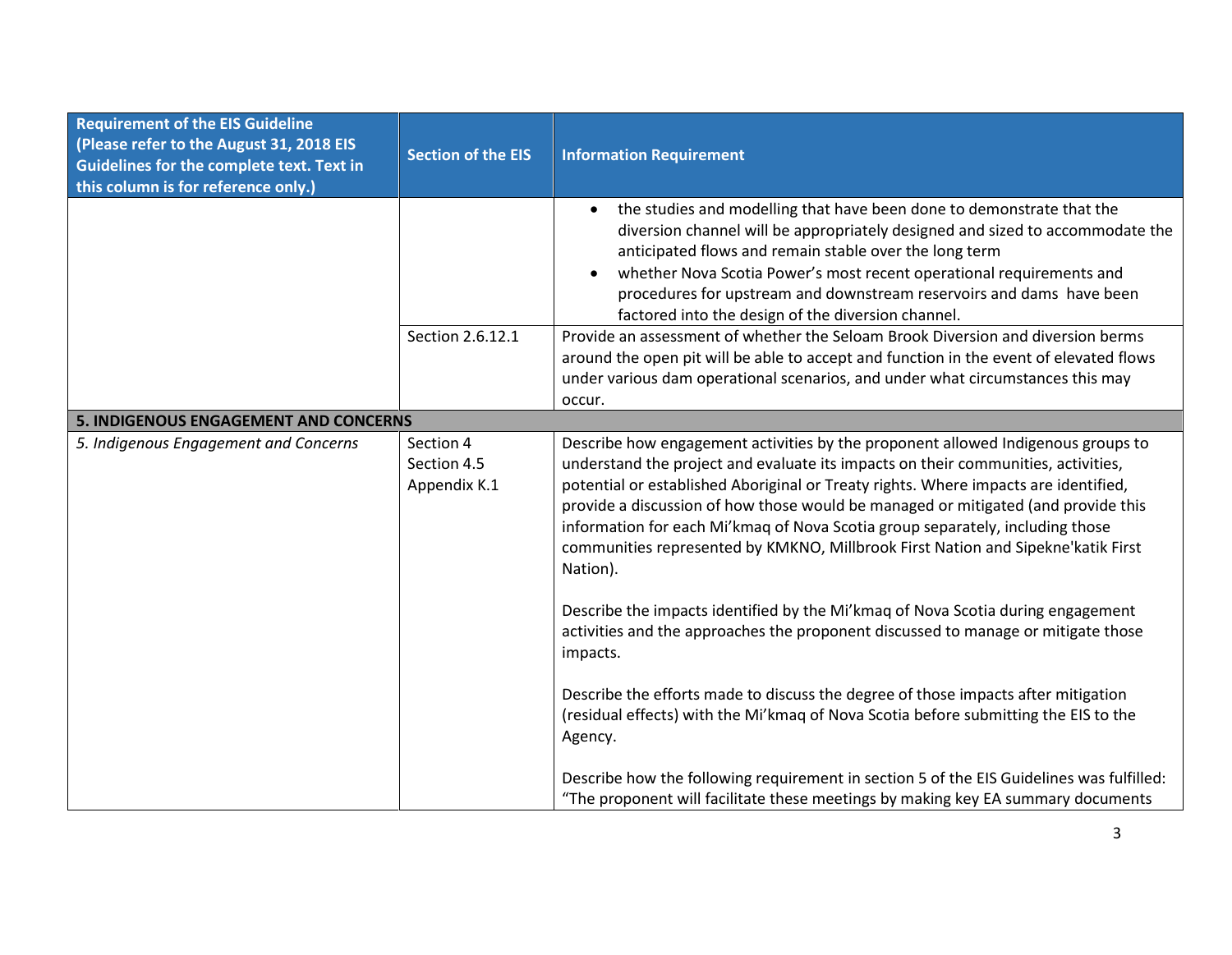| Requirement of the EIS Guideline (Please refer to the August 31, 2018 EIS Guidelines for the complete text. Text in this column is for reference only.) | Section of the EIS | Information Requirement |
|---|---|---|
| | | • the studies and modelling that have been done to demonstrate that the diversion channel will be appropriately designed and sized to accommodate the anticipated flows and remain stable over the long term<br>• whether Nova Scotia Power's most recent operational requirements and procedures for upstream and downstream reservoirs and dams have been factored into the design of the diversion channel. |
| | Section 2.6.12.1 | Provide an assessment of whether the Seloam Brook Diversion and diversion berms around the open pit will be able to accept and function in the event of elevated flows under various dam operational scenarios, and under what circumstances this may occur. |
| **5. INDIGENOUS ENGAGEMENT AND CONCERNS** | | |
| *5. Indigenous Engagement and Concerns* | Section 4<br>Section 4.5<br>Appendix K.1 | Describe how engagement activities by the proponent allowed Indigenous groups to understand the project and evaluate its impacts on their communities, activities, potential or established Aboriginal or Treaty rights. Where impacts are identified, provide a discussion of how those would be managed or mitigated (and provide this information for each Mi'kmaq of Nova Scotia group separately, including those communities represented by KMKNO, Millbrook First Nation and Sipekne'katik First Nation).<br><br>Describe the impacts identified by the Mi'kmaq of Nova Scotia during engagement activities and the approaches the proponent discussed to manage or mitigate those impacts.<br><br>Describe the efforts made to discuss the degree of those impacts after mitigation (residual effects) with the Mi'kmaq of Nova Scotia before submitting the EIS to the Agency.<br><br>Describe how the following requirement in section 5 of the EIS Guidelines was fulfilled: "The proponent will facilitate these meetings by making key EA summary documents |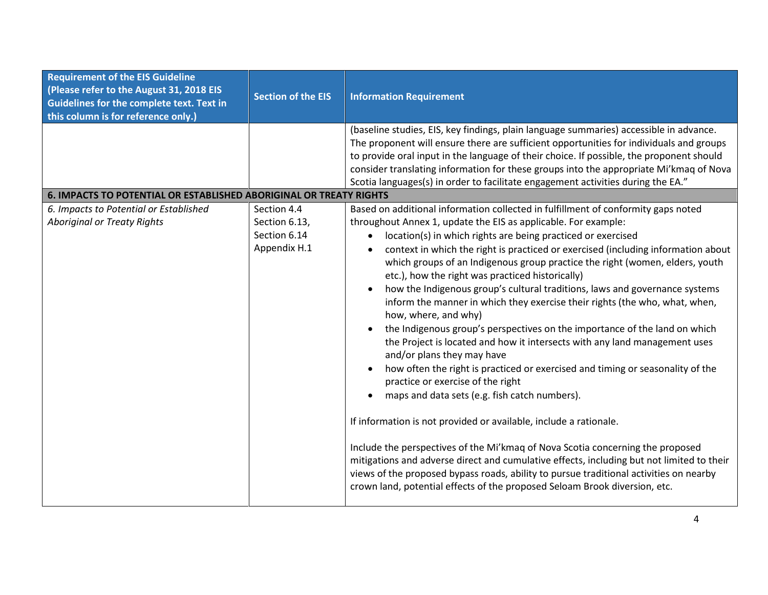| Requirement of the EIS Guideline (Please refer to the August 31, 2018 EIS Guidelines for the complete text. Text in this column is for reference only.) | Section of the EIS | Information Requirement |
|---|---|---|
| | | (baseline studies, EIS, key findings, plain language summaries) accessible in advance. The proponent will ensure there are sufficient opportunities for individuals and groups to provide oral input in the language of their choice. If possible, the proponent should consider translating information for these groups into the appropriate Mi'kmaq of Nova Scotia languages(s) in order to facilitate engagement activities during the EA." |
| **6. IMPACTS TO POTENTIAL OR ESTABLISHED ABORIGINAL OR TREATY RIGHTS** | | |
| *6. Impacts to Potential or Established Aboriginal or Treaty Rights* | Section 4.4<br>Section 6.13,<br>Section 6.14<br>Appendix H.1 | Based on additional information collected in fulfillment of conformity gaps noted throughout Annex 1, update the EIS as applicable. For example:<br>• location(s) in which rights are being practiced or exercised<br>• context in which the right is practiced or exercised (including information about which groups of an Indigenous group practice the right (women, elders, youth etc.), how the right was practiced historically)<br>• how the Indigenous group's cultural traditions, laws and governance systems inform the manner in which they exercise their rights (the who, what, when, how, where, and why)<br>• the Indigenous group's perspectives on the importance of the land on which the Project is located and how it intersects with any land management uses and/or plans they may have<br>• how often the right is practiced or exercised and timing or seasonality of the practice or exercise of the right<br>• maps and data sets (e.g. fish catch numbers).<br><br>If information is not provided or available, include a rationale.<br><br>Include the perspectives of the Mi'kmaq of Nova Scotia concerning the proposed mitigations and adverse direct and cumulative effects, including but not limited to their views of the proposed bypass roads, ability to pursue traditional activities on nearby crown land, potential effects of the proposed Seloam Brook diversion, etc. |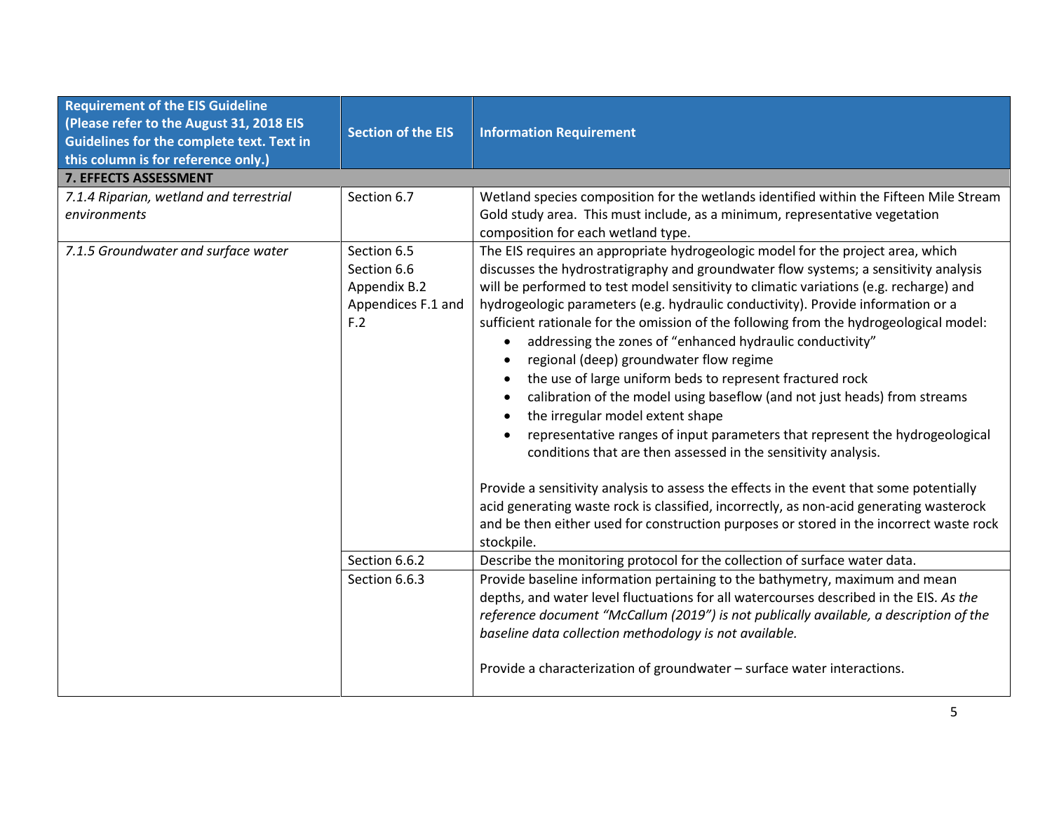| Requirement of the EIS Guideline (Please refer to the August 31, 2018 EIS Guidelines for the complete text. Text in this column is for reference only.) | Section of the EIS | Information Requirement |
|---|---|---|
| **7. EFFECTS ASSESSMENT** | | |
| *7.1.4 Riparian, wetland and terrestrial environments* | Section 6.7 | Wetland species composition for the wetlands identified within the Fifteen Mile Stream Gold study area. This must include, as a minimum, representative vegetation composition for each wetland type. |
| *7.1.5 Groundwater and surface water* | Section 6.5<br>Section 6.6<br>Appendix B.2<br>Appendices F.1 and F.2 | The EIS requires an appropriate hydrogeologic model for the project area, which discusses the hydrostratigraphy and groundwater flow systems; a sensitivity analysis will be performed to test model sensitivity to climatic variations (e.g. recharge) and hydrogeologic parameters (e.g. hydraulic conductivity). Provide information or a sufficient rationale for the omission of the following from the hydrogeological model:<br>• addressing the zones of "enhanced hydraulic conductivity"<br>• regional (deep) groundwater flow regime<br>• the use of large uniform beds to represent fractured rock<br>• calibration of the model using baseflow (and not just heads) from streams<br>• the irregular model extent shape<br>• representative ranges of input parameters that represent the hydrogeological conditions that are then assessed in the sensitivity analysis.<br><br>Provide a sensitivity analysis to assess the effects in the event that some potentially acid generating waste rock is classified, incorrectly, as non-acid generating wasterock and be then either used for construction purposes or stored in the incorrect waste rock stockpile. |
| | Section 6.6.2 | Describe the monitoring protocol for the collection of surface water data. |
| | Section 6.6.3 | Provide baseline information pertaining to the bathymetry, maximum and mean depths, and water level fluctuations for all watercourses described in the EIS. *As the reference document "McCallum (2019") is not publically available, a description of the baseline data collection methodology is not available.*<br><br>Provide a characterization of groundwater – surface water interactions. |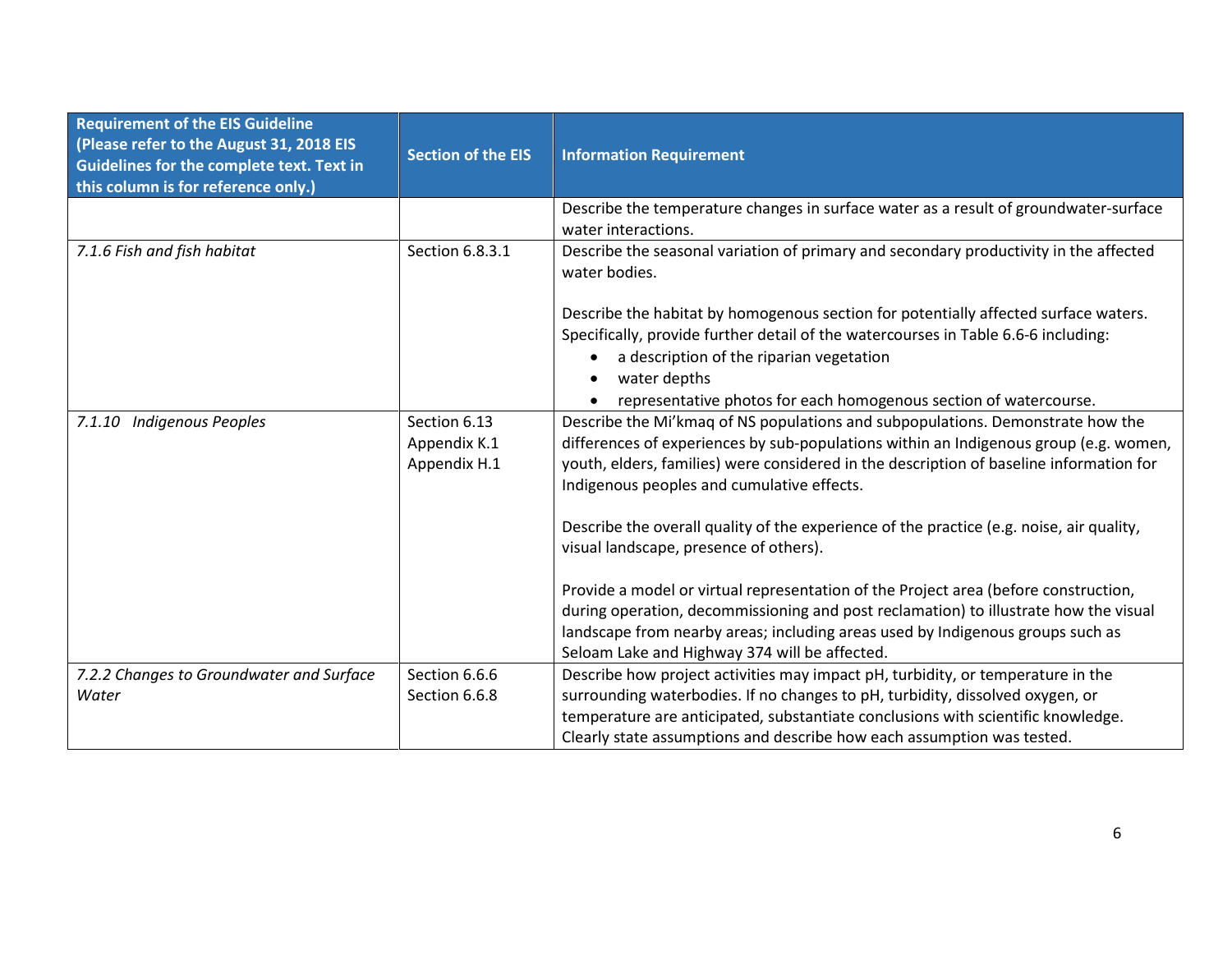| Requirement of the EIS Guideline (Please refer to the August 31, 2018 EIS Guidelines for the complete text. Text in this column is for reference only.) | Section of the EIS | Information Requirement |
|---|---|---|
| | | Describe the temperature changes in surface water as a result of groundwater-surface water interactions. |
| *7.1.6 Fish and fish habitat* | Section 6.8.3.1 | Describe the seasonal variation of primary and secondary productivity in the affected water bodies.<br><br>Describe the habitat by homogenous section for potentially affected surface waters. Specifically, provide further detail of the watercourses in Table 6.6-6 including:<br>• a description of the riparian vegetation<br>• water depths<br>• representative photos for each homogenous section of watercourse. |
| *7.1.10 Indigenous Peoples* | Section 6.13<br>Appendix K.1<br>Appendix H.1 | Describe the Mi'kmaq of NS populations and subpopulations. Demonstrate how the differences of experiences by sub-populations within an Indigenous group (e.g. women, youth, elders, families) were considered in the description of baseline information for Indigenous peoples and cumulative effects.<br><br>Describe the overall quality of the experience of the practice (e.g. noise, air quality, visual landscape, presence of others).<br><br>Provide a model or virtual representation of the Project area (before construction, during operation, decommissioning and post reclamation) to illustrate how the visual landscape from nearby areas; including areas used by Indigenous groups such as Seloam Lake and Highway 374 will be affected. |
| *7.2.2 Changes to Groundwater and Surface Water* | Section 6.6.6<br>Section 6.6.8 | Describe how project activities may impact pH, turbidity, or temperature in the surrounding waterbodies. If no changes to pH, turbidity, dissolved oxygen, or temperature are anticipated, substantiate conclusions with scientific knowledge. Clearly state assumptions and describe how each assumption was tested. |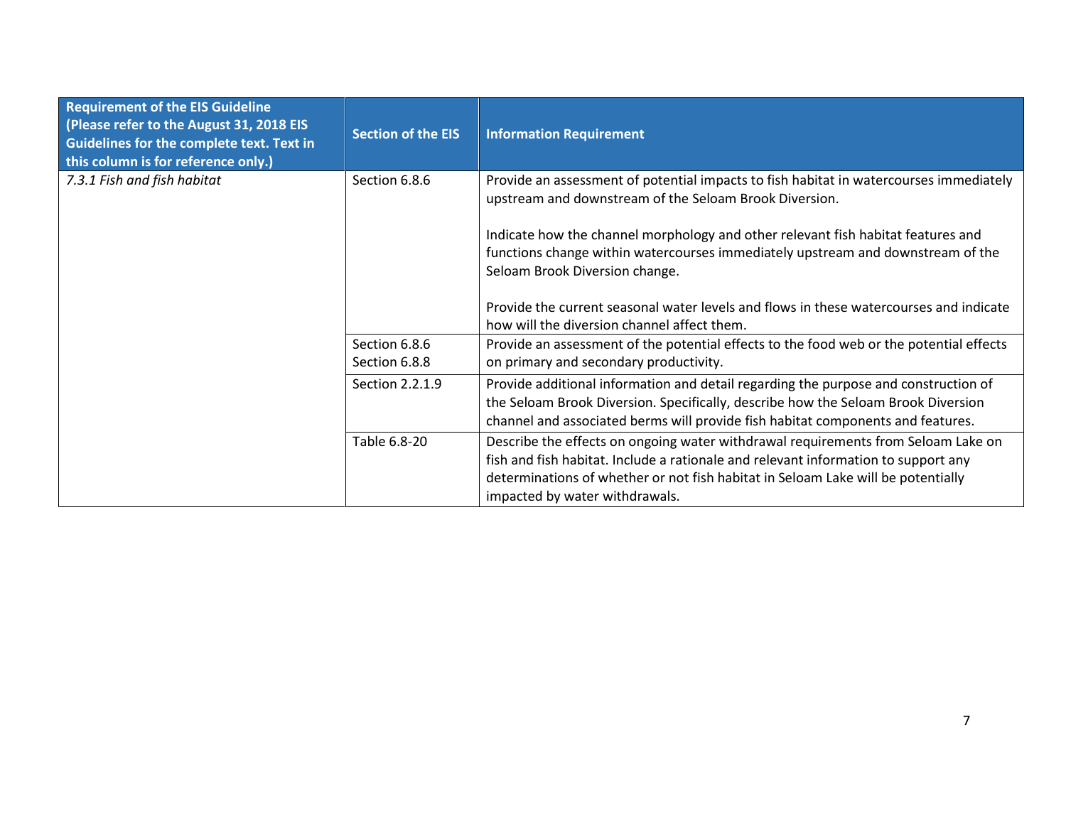| Requirement of the EIS Guideline (Please refer to the August 31, 2018 EIS Guidelines for the complete text. Text in this column is for reference only.) | Section of the EIS | Information Requirement |
|---|---|---|
| *7.3.1 Fish and fish habitat* | Section 6.8.6 | Provide an assessment of potential impacts to fish habitat in watercourses immediately upstream and downstream of the Seloam Brook Diversion.<br><br>Indicate how the channel morphology and other relevant fish habitat features and functions change within watercourses immediately upstream and downstream of the Seloam Brook Diversion change.<br><br>Provide the current seasonal water levels and flows in these watercourses and indicate how will the diversion channel affect them. |
| | Section 6.8.6<br>Section 6.8.8 | Provide an assessment of the potential effects to the food web or the potential effects on primary and secondary productivity. |
| | Section 2.2.1.9 | Provide additional information and detail regarding the purpose and construction of the Seloam Brook Diversion. Specifically, describe how the Seloam Brook Diversion channel and associated berms will provide fish habitat components and features. |
| | Table 6.8-20 | Describe the effects on ongoing water withdrawal requirements from Seloam Lake on fish and fish habitat. Include a rationale and relevant information to support any determinations of whether or not fish habitat in Seloam Lake will be potentially impacted by water withdrawals. |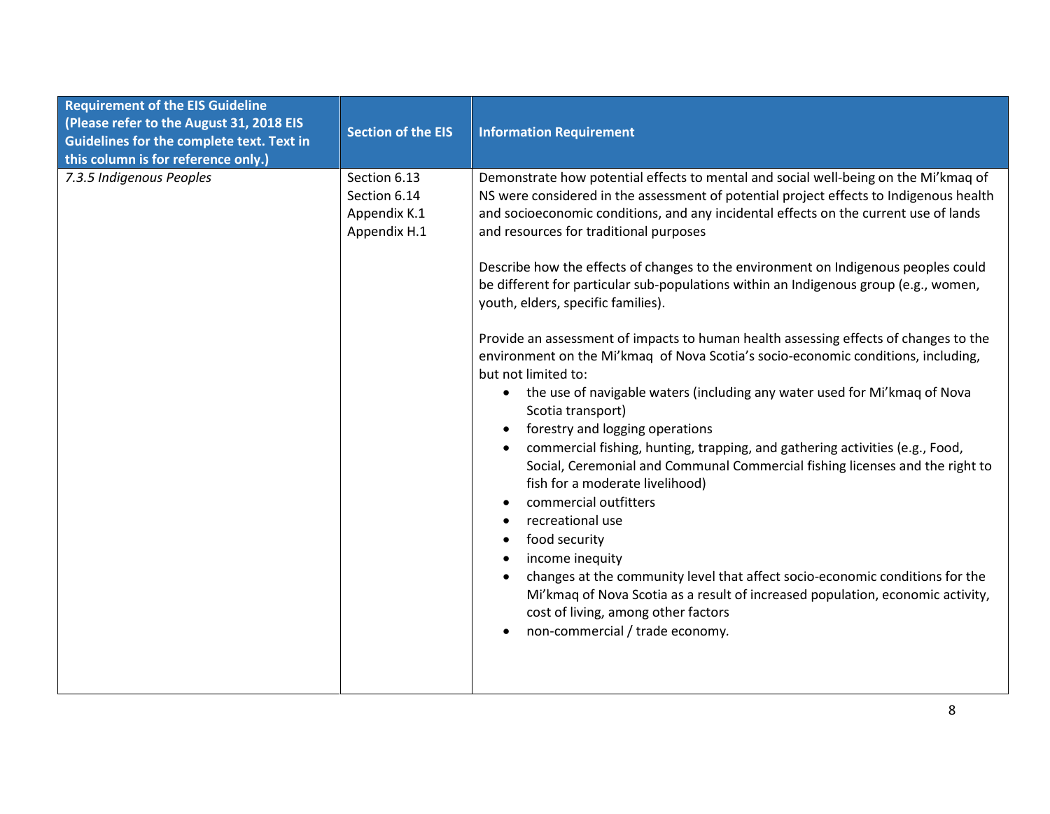| Requirement of the EIS Guideline (Please refer to the August 31, 2018 EIS Guidelines for the complete text. Text in this column is for reference only.) | Section of the EIS | Information Requirement |
|---|---|---|
| *7.3.5 Indigenous Peoples* | Section 6.13<br>Section 6.14<br>Appendix K.1<br>Appendix H.1 | Demonstrate how potential effects to mental and social well-being on the Mi'kmaq of NS were considered in the assessment of potential project effects to Indigenous health and socioeconomic conditions, and any incidental effects on the current use of lands and resources for traditional purposes<br><br>Describe how the effects of changes to the environment on Indigenous peoples could be different for particular sub-populations within an Indigenous group (e.g., women, youth, elders, specific families).<br><br>Provide an assessment of impacts to human health assessing effects of changes to the environment on the Mi'kmaq of Nova Scotia's socio-economic conditions, including, but not limited to:<br>• the use of navigable waters (including any water used for Mi'kmaq of Nova Scotia transport)<br>• forestry and logging operations<br>• commercial fishing, hunting, trapping, and gathering activities (e.g., Food, Social, Ceremonial and Communal Commercial fishing licenses and the right to fish for a moderate livelihood)<br>• commercial outfitters<br>• recreational use<br>• food security<br>• income inequity<br>• changes at the community level that affect socio-economic conditions for the Mi'kmaq of Nova Scotia as a result of increased population, economic activity, cost of living, among other factors<br>• non-commercial / trade economy. |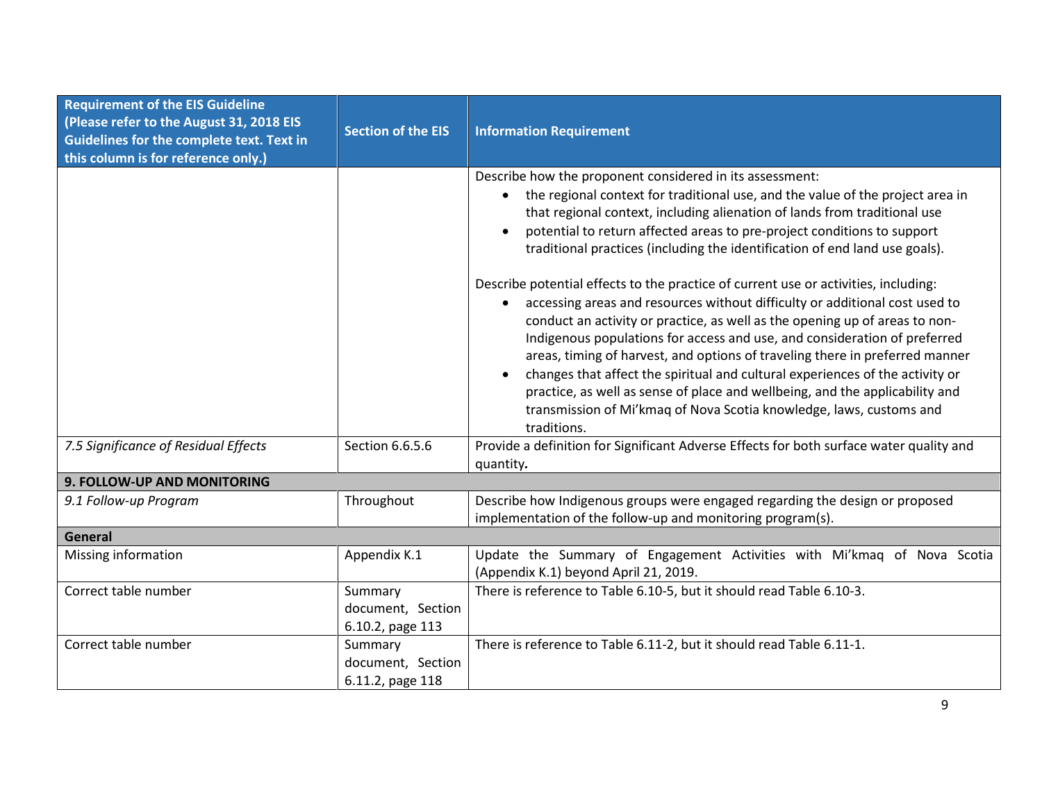| Requirement of the EIS Guideline (Please refer to the August 31, 2018 EIS Guidelines for the complete text. Text in this column is for reference only.) | Section of the EIS | Information Requirement |
| --- | --- | --- |
| | | Describe how the proponent considered in its assessment: <br>• the regional context for traditional use, and the value of the project area in that regional context, including alienation of lands from traditional use <br>• potential to return affected areas to pre-project conditions to support traditional practices (including the identification of end land use goals). <br><br>Describe potential effects to the practice of current use or activities, including: <br>• accessing areas and resources without difficulty or additional cost used to conduct an activity or practice, as well as the opening up of areas to non-Indigenous populations for access and use, and consideration of preferred areas, timing of harvest, and options of traveling there in preferred manner <br>• changes that affect the spiritual and cultural experiences of the activity or practice, as well as sense of place and wellbeing, and the applicability and transmission of Mi'kmaq of Nova Scotia knowledge, laws, customs and traditions. |
| *7.5 Significance of Residual Effects* | Section 6.6.5.6 | Provide a definition for Significant Adverse Effects for both surface water quality and quantity**.** |
| **9. FOLLOW-UP AND MONITORING** | | |
| *9.1 Follow-up Program* | Throughout | Describe how Indigenous groups were engaged regarding the design or proposed implementation of the follow-up and monitoring program(s). |
| **General** | | |
| Missing information | Appendix K.1 | Update the Summary of Engagement Activities with Mi'kmaq of Nova Scotia (Appendix K.1) beyond April 21, 2019. |
| Correct table number | Summary document, Section 6.10.2, page 113 | There is reference to Table 6.10-5, but it should read Table 6.10-3. |
| Correct table number | Summary document, Section 6.11.2, page 118 | There is reference to Table 6.11-2, but it should read Table 6.11-1. |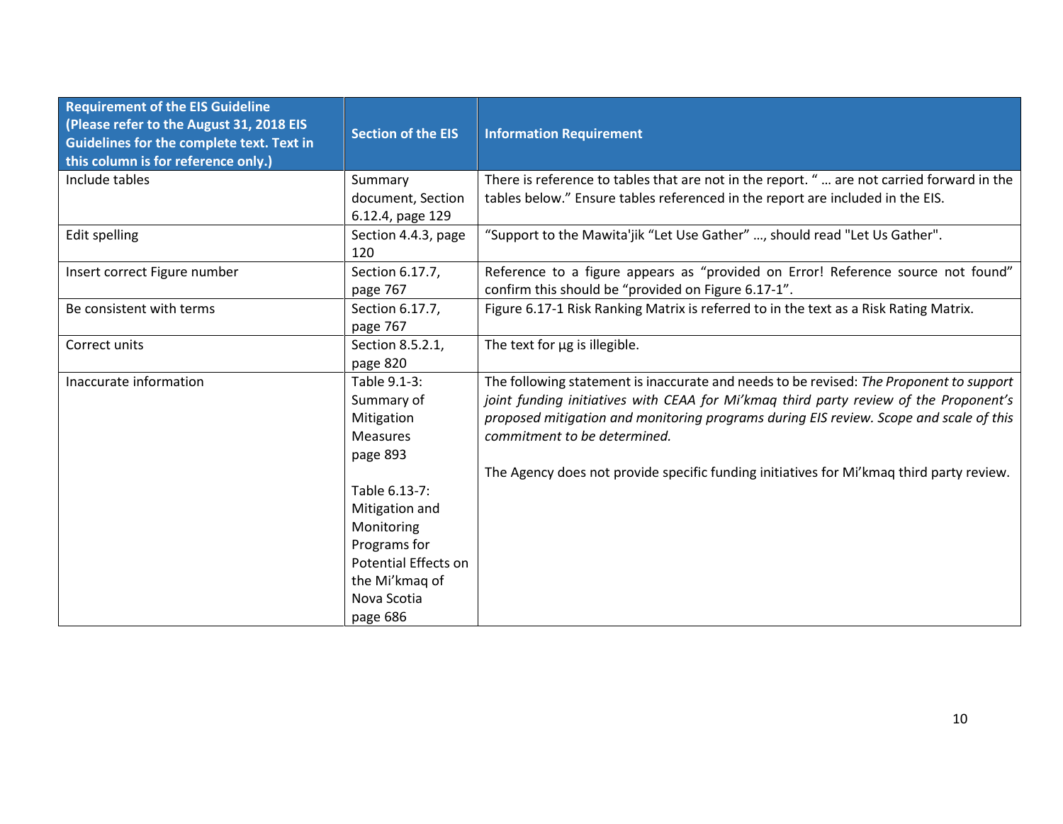| Requirement of the EIS Guideline (Please refer to the August 31, 2018 EIS Guidelines for the complete text. Text in this column is for reference only.) | Section of the EIS | Information Requirement |
|---|---|---|
| Include tables | Summary document, Section 6.12.4, page 129 | There is reference to tables that are not in the report. " … are not carried forward in the tables below." Ensure tables referenced in the report are included in the EIS. |
| Edit spelling | Section 4.4.3, page 120 | "Support to the Mawita'jik "Let Use Gather" …, should read "Let Us Gather". |
| Insert correct Figure number | Section 6.17.7, page 767 | Reference to a figure appears as "provided on Error! Reference source not found" confirm this should be "provided on Figure 6.17-1". |
| Be consistent with terms | Section 6.17.7, page 767 | Figure 6.17-1 Risk Ranking Matrix is referred to in the text as a Risk Rating Matrix. |
| Correct units | Section 8.5.2.1, page 820 | The text for µg is illegible. |
| Inaccurate information | Table 9.1-3: Summary of Mitigation Measures page 893<br><br>Table 6.13-7: Mitigation and Monitoring Programs for Potential Effects on the Mi'kmaq of Nova Scotia page 686 | The following statement is inaccurate and needs to be revised: *The Proponent to support joint funding initiatives with CEAA for Mi'kmaq third party review of the Proponent's proposed mitigation and monitoring programs during EIS review. Scope and scale of this commitment to be determined.*<br><br>The Agency does not provide specific funding initiatives for Mi'kmaq third party review. |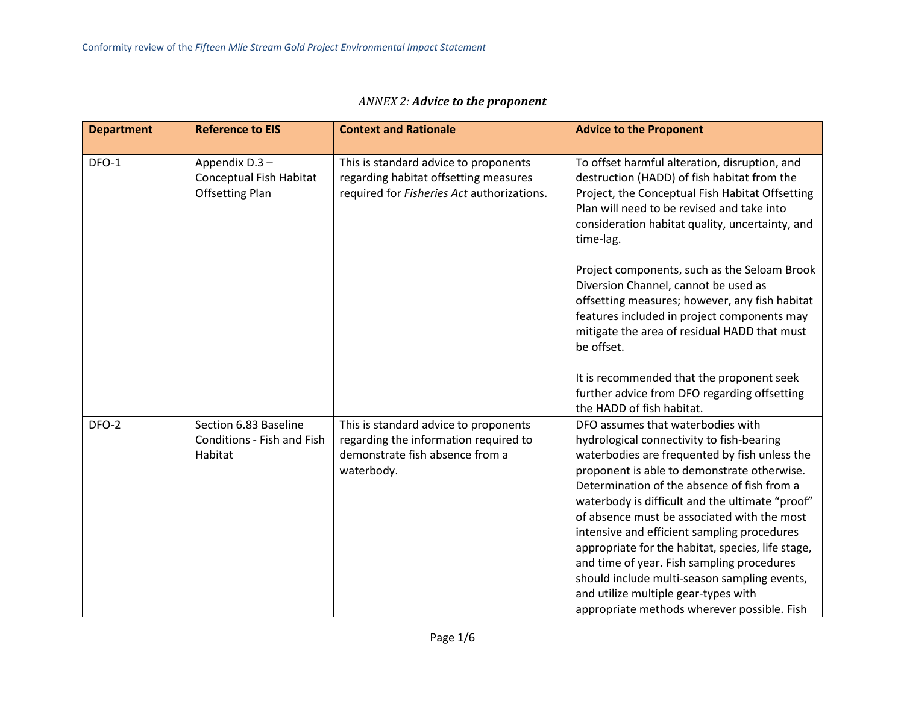## *ANNEX 2:* ***Advice to the proponent***

| Department | Reference to EIS | Context and Rationale | Advice to the Proponent |
|---|---|---|---|
| DFO-1 | Appendix D.3 – Conceptual Fish Habitat Offsetting Plan | This is standard advice to proponents regarding habitat offsetting measures required for *Fisheries Act* authorizations. | To offset harmful alteration, disruption, and destruction (HADD) of fish habitat from the Project, the Conceptual Fish Habitat Offsetting Plan will need to be revised and take into consideration habitat quality, uncertainty, and time-lag.<br><br>Project components, such as the Seloam Brook Diversion Channel, cannot be used as offsetting measures; however, any fish habitat features included in project components may mitigate the area of residual HADD that must be offset.<br><br>It is recommended that the proponent seek further advice from DFO regarding offsetting the HADD of fish habitat. |
| DFO-2 | Section 6.83 Baseline Conditions - Fish and Fish Habitat | This is standard advice to proponents regarding the information required to demonstrate fish absence from a waterbody. | DFO assumes that waterbodies with hydrological connectivity to fish-bearing waterbodies are frequented by fish unless the proponent is able to demonstrate otherwise. Determination of the absence of fish from a waterbody is difficult and the ultimate "proof" of absence must be associated with the most intensive and efficient sampling procedures appropriate for the habitat, species, life stage, and time of year. Fish sampling procedures should include multi-season sampling events, and utilize multiple gear-types with appropriate methods wherever possible. Fish |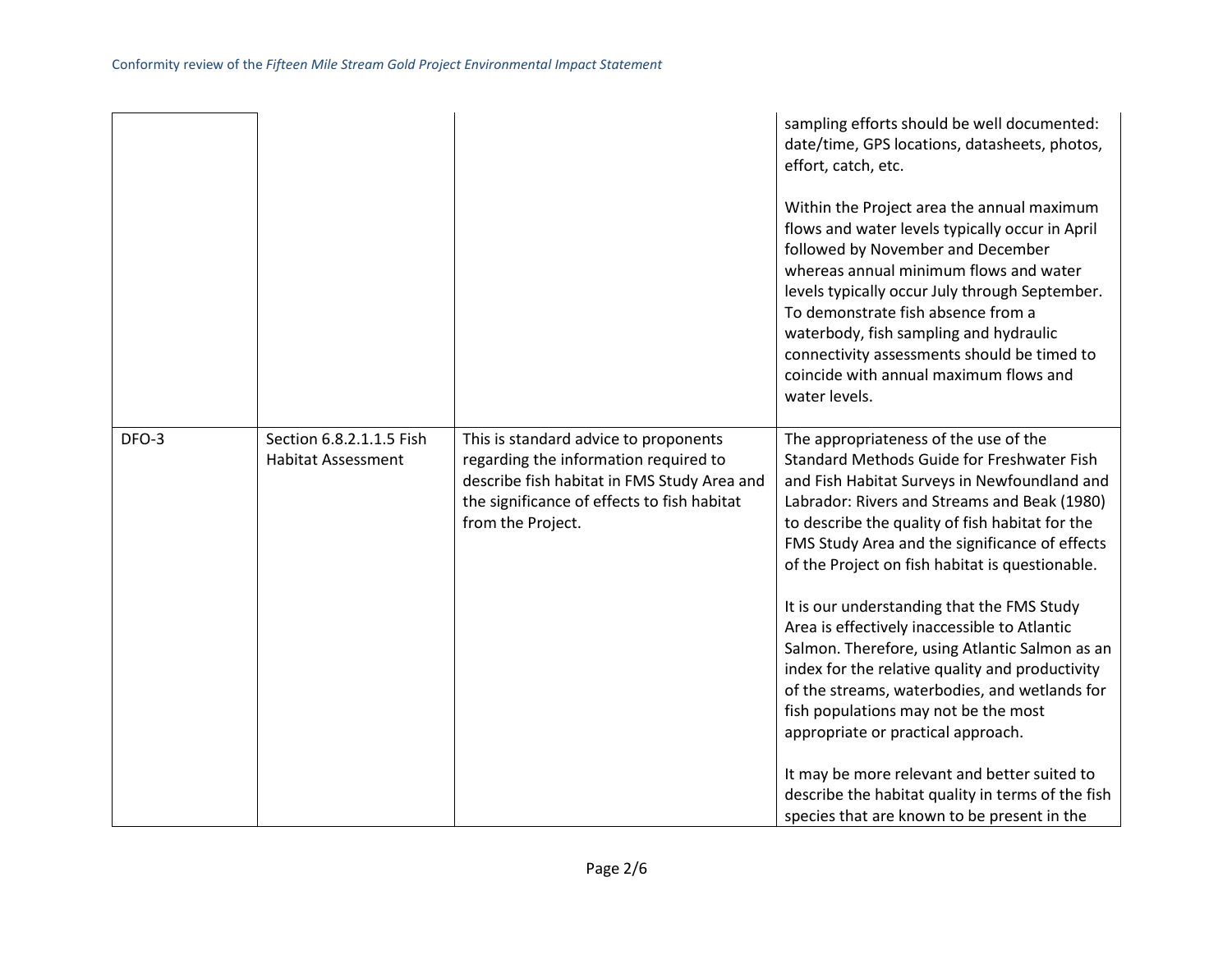| | | | |
|---|---|---|---|
| | | | sampling efforts should be well documented: date/time, GPS locations, datasheets, photos, effort, catch, etc.<br><br>Within the Project area the annual maximum flows and water levels typically occur in April followed by November and December whereas annual minimum flows and water levels typically occur July through September. To demonstrate fish absence from a waterbody, fish sampling and hydraulic connectivity assessments should be timed to coincide with annual maximum flows and water levels. |
| DFO-3 | Section 6.8.2.1.1.5 Fish Habitat Assessment | This is standard advice to proponents regarding the information required to describe fish habitat in FMS Study Area and the significance of effects to fish habitat from the Project. | The appropriateness of the use of the Standard Methods Guide for Freshwater Fish and Fish Habitat Surveys in Newfoundland and Labrador: Rivers and Streams and Beak (1980) to describe the quality of fish habitat for the FMS Study Area and the significance of effects of the Project on fish habitat is questionable.<br><br>It is our understanding that the FMS Study Area is effectively inaccessible to Atlantic Salmon. Therefore, using Atlantic Salmon as an index for the relative quality and productivity of the streams, waterbodies, and wetlands for fish populations may not be the most appropriate or practical approach.<br><br>It may be more relevant and better suited to describe the habitat quality in terms of the fish species that are known to be present in the |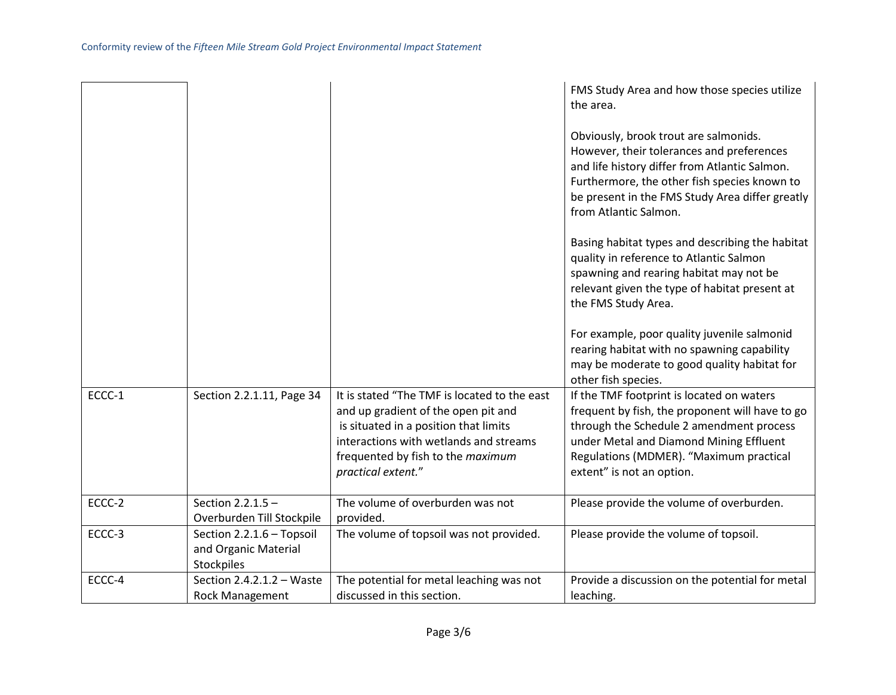| | | | |
|---|---|---|---|
| | | | FMS Study Area and how those species utilize the area.<br><br>Obviously, brook trout are salmonids. However, their tolerances and preferences and life history differ from Atlantic Salmon. Furthermore, the other fish species known to be present in the FMS Study Area differ greatly from Atlantic Salmon.<br><br>Basing habitat types and describing the habitat quality in reference to Atlantic Salmon spawning and rearing habitat may not be relevant given the type of habitat present at the FMS Study Area.<br><br>For example, poor quality juvenile salmonid rearing habitat with no spawning capability may be moderate to good quality habitat for other fish species. |
| ECCC-1 | Section 2.2.1.11, Page 34 | It is stated "The TMF is located to the east and up gradient of the open pit and is situated in a position that limits interactions with wetlands and streams frequented by fish to the *maximum practical extent.*" | If the TMF footprint is located on waters frequent by fish, the proponent will have to go through the Schedule 2 amendment process under Metal and Diamond Mining Effluent Regulations (MDMER). "Maximum practical extent" is not an option. |
| ECCC-2 | Section 2.2.1.5 – Overburden Till Stockpile | The volume of overburden was not provided. | Please provide the volume of overburden. |
| ECCC-3 | Section 2.2.1.6 – Topsoil and Organic Material Stockpiles | The volume of topsoil was not provided. | Please provide the volume of topsoil. |
| ECCC-4 | Section 2.4.2.1.2 – Waste Rock Management | The potential for metal leaching was not discussed in this section. | Provide a discussion on the potential for metal leaching. |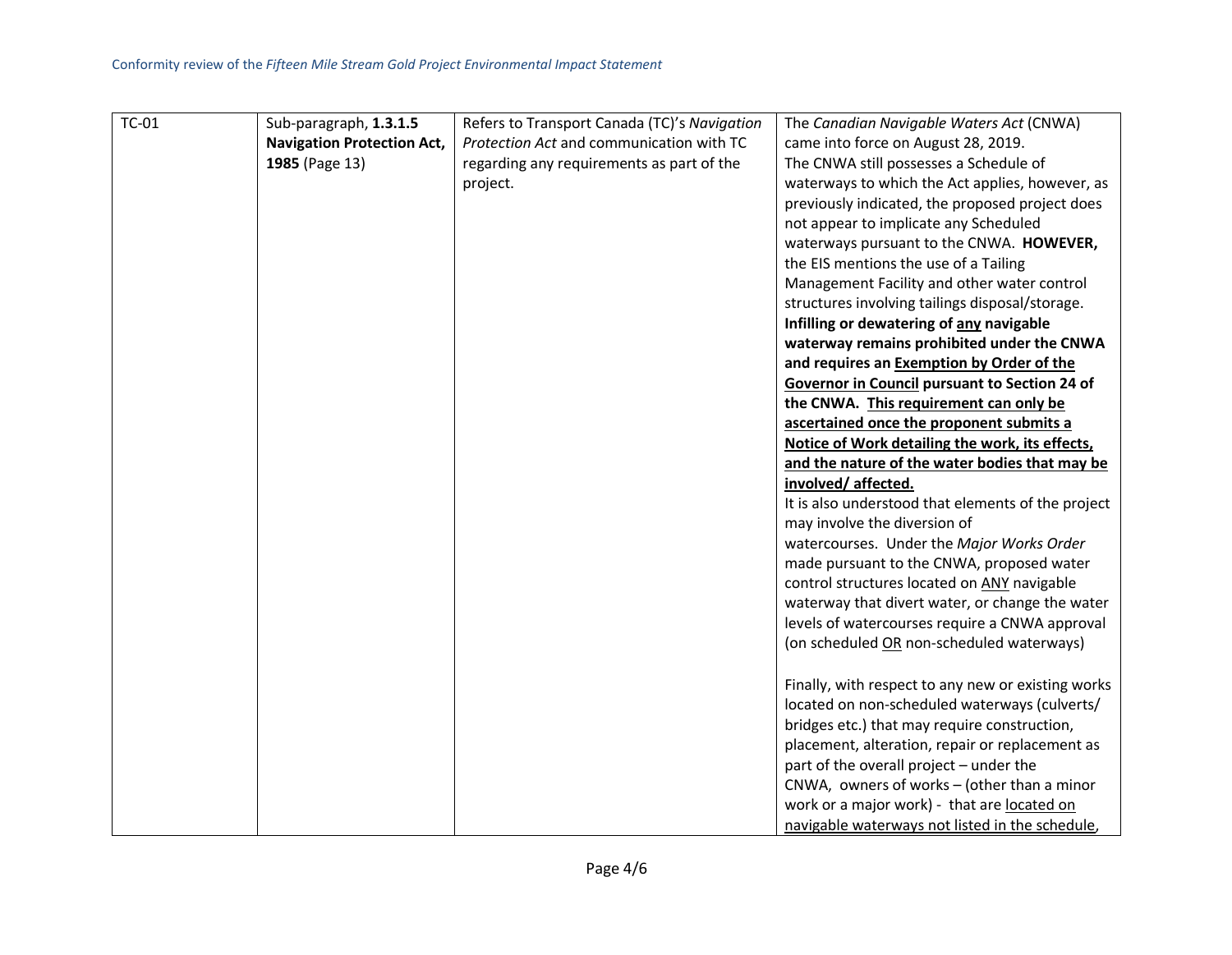| | | | |
|---|---|---|---|
| TC-01 | Sub-paragraph, **1.3.1.5 Navigation Protection Act, 1985** (Page 13) | Refers to Transport Canada (TC)'s *Navigation Protection Act* and communication with TC regarding any requirements as part of the project. | The *Canadian Navigable Waters Act* (CNWA) came into force on August 28, 2019.<br>The CNWA still possesses a Schedule of waterways to which the Act applies, however, as previously indicated, the proposed project does not appear to implicate any Scheduled waterways pursuant to the CNWA. **HOWEVER,** the EIS mentions the use of a Tailing Management Facility and other water control structures involving tailings disposal/storage. **Infilling or dewatering of any navigable waterway remains prohibited under the CNWA and requires an Exemption by Order of the Governor in Council pursuant to Section 24 of the CNWA. This requirement can only be ascertained once the proponent submits a Notice of Work detailing the work, its effects, and the nature of the water bodies that may be involved/ affected.**<br>It is also understood that elements of the project may involve the diversion of watercourses. Under the *Major Works Order* made pursuant to the CNWA, proposed water control structures located on ANY navigable waterway that divert water, or change the water levels of watercourses require a CNWA approval (on scheduled OR non-scheduled waterways)<br><br>Finally, with respect to any new or existing works located on non-scheduled waterways (culverts/ bridges etc.) that may require construction, placement, alteration, repair or replacement as part of the overall project – under the CNWA, owners of works – (other than a minor work or a major work) - that are located on navigable waterways not listed in the schedule, |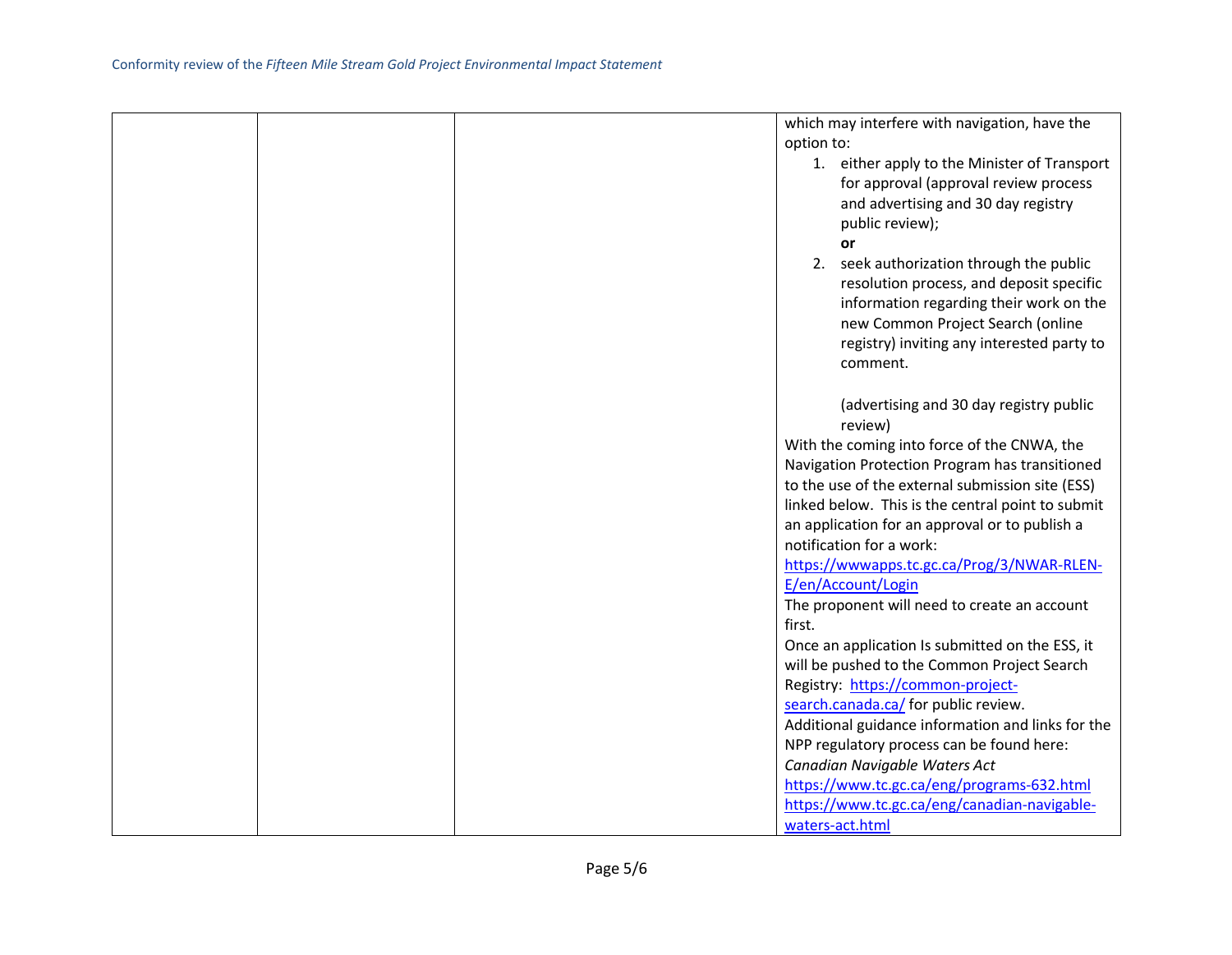| | | | |
|---|---|---|---|
| | | | which may interfere with navigation, have the option to:<br>1. either apply to the Minister of Transport for approval (approval review process and advertising and 30 day registry public review);<br>**or**<br>2. seek authorization through the public resolution process, and deposit specific information regarding their work on the new Common Project Search (online registry) inviting any interested party to comment.<br><br>(advertising and 30 day registry public review)<br>With the coming into force of the CNWA, the Navigation Protection Program has transitioned to the use of the external submission site (ESS) linked below. This is the central point to submit an application for an approval or to publish a notification for a work:<br>https://wwwapps.tc.gc.ca/Prog/3/NWAR-RLEN-E/en/Account/Login<br>The proponent will need to create an account first.<br>Once an application Is submitted on the ESS, it will be pushed to the Common Project Search Registry: https://common-project-search.canada.ca/ for public review.<br>Additional guidance information and links for the NPP regulatory process can be found here:<br>*Canadian Navigable Waters Act*<br>https://www.tc.gc.ca/eng/programs-632.html<br>https://www.tc.gc.ca/eng/canadian-navigable-waters-act.html |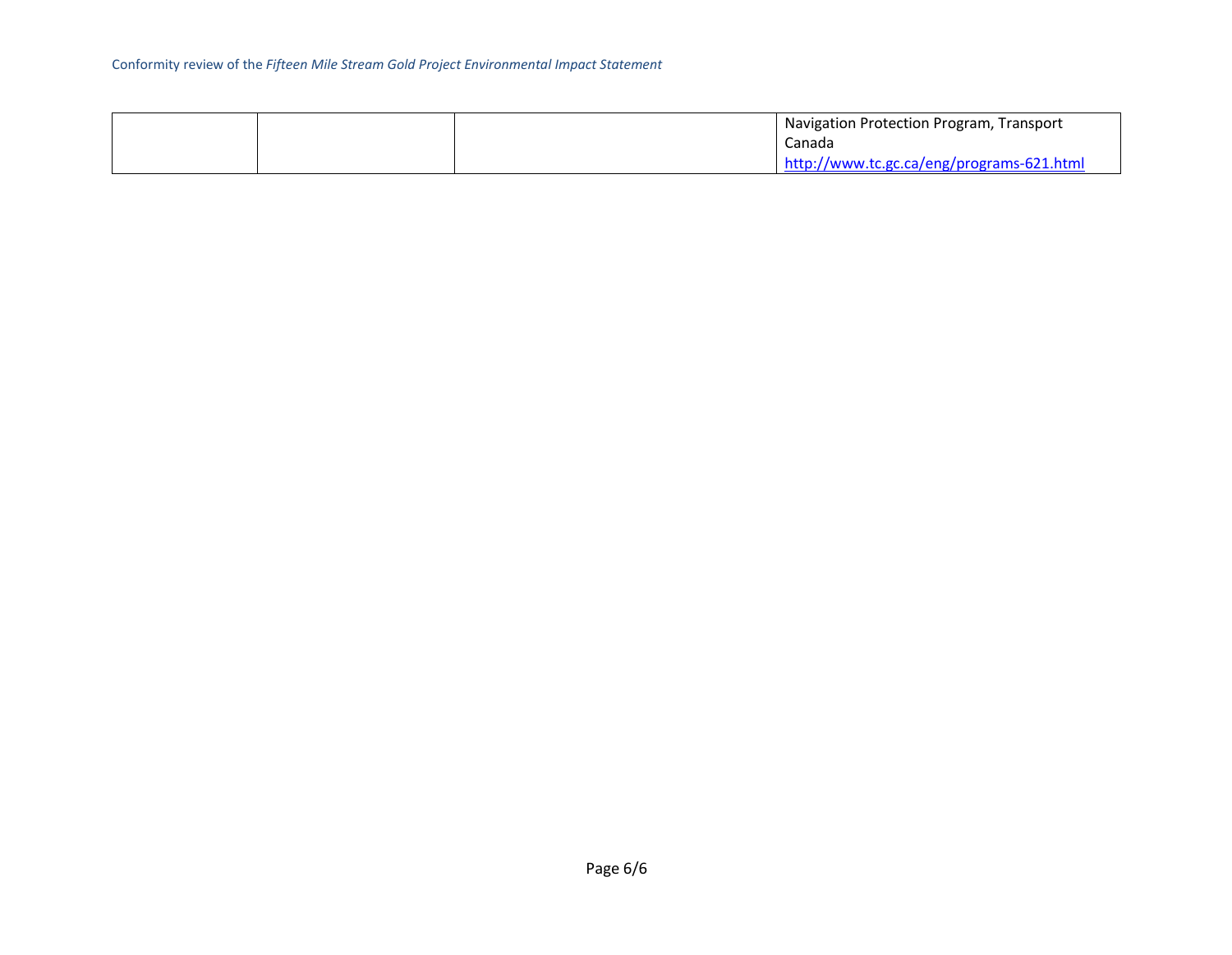| | | | |
|---|---|---|---|
| | | | Navigation Protection Program, Transport Canada http://www.tc.gc.ca/eng/programs-621.html |